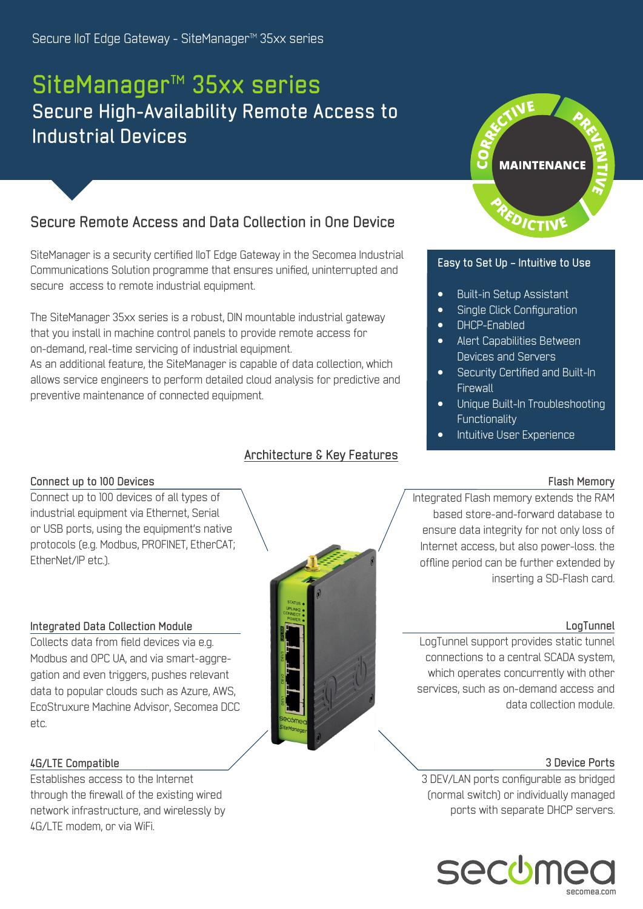Secure IIoT Edge Gateway - SiteManager™ 35xx series

# SiteManager™ 35xx series

## Secure High-Availability Remote Access to Industrial Devices

CORRECTIVE PREVENTIVE MAINTENANCE PREDICTIVE

### Secure Remote Access and Data Collection in One Device

SiteManager is a security certified IIoT Edge Gateway in the Secomea Industrial Communications Solution programme that ensures unified, uninterrupted and secure access to remote industrial equipment.

The SiteManager 35xx series is a robust, DIN mountable industrial gateway that you install in machine control panels to provide remote access for on-demand, real-time servicing of industrial equipment.
As an additional feature, the SiteManager is capable of data collection, which allows service engineers to perform detailed cloud analysis for predictive and preventive maintenance of connected equipment.

### Easy to Set Up – Intuitive to Use

- Built-in Setup Assistant
- Single Click Configuration
- DHCP-Enabled
- Alert Capabilities Between Devices and Servers
- Security Certified and Built-In Firewall
- Unique Built-In Troubleshooting Functionality
- Intuitive User Experience

### Architecture & Key Features

#### Connect up to 100 Devices

Connect up to 100 devices of all types of industrial equipment via Ethernet, Serial or USB ports, using the equipment's native protocols (e.g. Modbus, PROFINET, EtherCAT; EtherNet/IP etc.).

#### Integrated Data Collection Module

Collects data from field devices via e.g. Modbus and OPC UA, and via smart-aggre-gation and even triggers, pushes relevant data to popular clouds such as Azure, AWS, EcoStruxure Machine Advisor, Secomea DCC etc.

#### 4G/LTE Compatible

Establishes access to the Internet through the firewall of the existing wired network infrastructure, and wirelessly by 4G/LTE modem, or via WiFi.

#### Flash Memory

Integrated Flash memory extends the RAM based store-and-forward database to ensure data integrity for not only loss of Internet access, but also power-loss. the offline period can be further extended by inserting a SD-Flash card.

#### LogTunnel

LogTunnel support provides static tunnel connections to a central SCADA system, which operates concurrently with other services, such as on-demand access and data collection module.

#### 3 Device Ports

3 DEV/LAN ports configurable as bridged (normal switch) or individually managed ports with separate DHCP servers.

secomea
secomea.com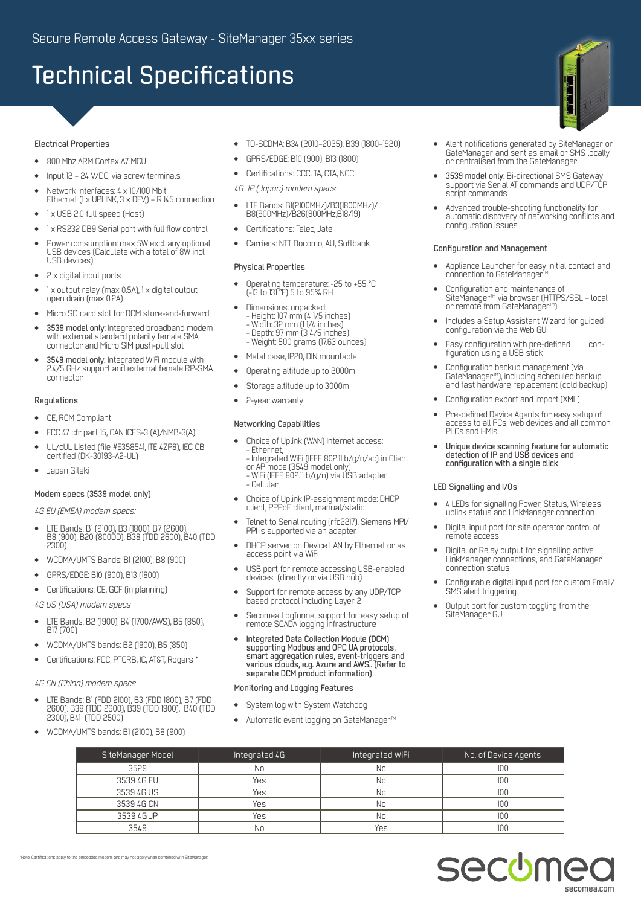Secure Remote Access Gateway - SiteManager 35xx series

# Technical Specifications

### Electrical Properties

- 800 Mhz ARM Cortex A7 MCU
- Input 12 – 24 V/DC, via screw terminals
- Network Interfaces: 4 x 10/100 Mbit Ethernet (1 x UPLINK, 3 x DEV,) – RJ45 connection
- 1 x USB 2.0 full speed (Host)
- 1 x RS232 DB9 Serial port with full flow control
- Power consumption: max 5W excl. any optional USB devices (Calculate with a total of 8W incl. USB devices)
- 2 x digital input ports
- 1 x output relay (max 0.5A), 1 x digital output open drain (max 0.2A)
- Micro SD card slot for DCM store-and-forward
- **3539 model only:** Integrated broadband modem with external standard polarity female SMA connector and Micro SIM push-pull slot
- **3549 model only:** Integrated WiFi module with 2.4/5 GHz support and external female RP-SMA connector

### Regulations

- CE, RCM Compliant
- FCC 47 cfr part 15, CAN ICES-3 (A)/NMB-3(A)
- UL/cUL Listed (file #E358541, ITE 4ZP8), IEC CB certified (DK-30193-A2-UL)
- Japan Giteki

### Modem specs (3539 model only)

*4G EU (EMEA) modem specs:*

- LTE Bands: B1 (2100), B3 (1800). B7 (2600), B8 (900), B20 (800DD), B38 (TDD 2600), B40 (TDD 2300)
- WCDMA/UMTS Bands: B1 (2100), B8 (900)
- GPRS/EDGE: B10 (900), B13 (1800)
- Certifications: CE, GCF (in planning)

*4G US (USA) modem specs*

- LTE Bands: B2 (1900), B4 (1700/AWS), B5 (850), B17 (700)
- WCDMA/UMTS bands: B2 (1900), B5 (850)
- Certifications: FCC, PTCRB, IC, AT&T, Rogers *

*4G CN (China) modem specs*

- LTE Bands: B1 (FDD 2100), B3 (FDD 1800), B7 (FDD 2600). B38 (TDD 2600), B39 (TDD 1900), B40 (TDD 2300), B41 (TDD 2500)
- WCDMA/UMTS bands: B1 (2100), B8 (900)
- TD-SCDMA: B34 (2010–2025), B39 (1800–1920)
- GPRS/EDGE: B10 (900), B13 (1800)
- Certifications: CCC, TA, CTA, NCC

*4G JP (Japan) modem specs*

- LTE Bands: B1(2100MHz)/B3(1800MHz)/ B8(900MHz)/B26(800MHz,B18/19)
- Certifications: Telec, Jate
- Carriers: NTT Docomo, AU, Softbank

### Physical Properties

- Operating temperature: -25 to +55 °C (-13 to 131 °F) 5 to 95% RH
- Dimensions, unpacked:
  - Height: 107 mm (4 1/5 inches)
  - Width: 32 mm (1 1/4 inches)
  - Depth: 97 mm (3 4/5 inches)
  - Weight: 500 grams (17.63 ounces)
- Metal case, IP20, DIN mountable
- Operating altitude up to 2000m
- Storage altitude up to 3000m
- 2-year warranty

### Networking Capabilities

- Choice of Uplink (WAN) Internet access:
  - Ethernet,
  - Integrated WiFi (IEEE 802.11 b/g/n/ac) in Client or AP mode (3549 model only)
  - WiFi (IEEE 802.11 b/g/n) via USB adapter
  - Cellular
- Choice of Uplink IP-assignment mode: DHCP client, PPPoE client, manual/static
- Telnet to Serial routing (rfc2217). Siemens MPI/ PPI is supported via an adapter
- DHCP server on Device LAN by Ethernet or as access point via WiFi
- USB port for remote accessing USB-enabled devices (directly or via USB hub)
- Support for remote access by any UDP/TCP based protocol including Layer 2
- Secomea LogTunnel support for easy setup of remote SCADA logging infrastructure
- **Integrated Data Collection Module (DCM) supporting Modbus and OPC UA protocols, smart aggregation rules, event-triggers and various clouds, e.g. Azure and AWS.. (Refer to separate DCM product information)**

### Monitoring and Logging Features

- System log with System Watchdog
- Automatic event logging on GateManager™
- Alert notifications generated by SiteManager or GateManager and sent as email or SMS locally or centralised from the GateManager
- **3539 model only:** Bi-directional SMS Gateway support via Serial AT commands and UDP/TCP script commands
- Advanced trouble-shooting functionality for automatic discovery of networking conflicts and configuration issues

### Configuration and Management

- Appliance Launcher for easy initial contact and connection to GateManager™
- Configuration and maintenance of SiteManager™ via browser (HTTPS/SSL – local or remote from GateManager™)
- Includes a Setup Assistant Wizard for guided configuration via the Web GUI
- Easy configuration with pre-defined configuration using a USB stick
- Configuration backup management (via GateManager™), including scheduled backup and fast hardware replacement (cold backup)
- Configuration export and import (XML)
- Pre-defined Device Agents for easy setup of access to all PCs, web devices and all common PLCs and HMIs.
- **Unique device scanning feature for automatic detection of IP and USB devices and configuration with a single click**

### LED Signalling and I/Os

- 4 LEDs for signalling Power, Status, Wireless uplink status and LinkManager connection
- Digital input port for site operator control of remote access
- Digital or Relay output for signalling active LinkManager connections, and GateManager connection status
- Configurable digital input port for custom Email/ SMS alert triggering
- Output port for custom toggling from the SiteManager GUI

| SiteManager Model | Integrated 4G | Integrated WiFi | No. of Device Agents |
|---|---|---|---|
| 3529 | No | No | 100 |
| 3539 4G EU | Yes | No | 100 |
| 3539 4G US | Yes | No | 100 |
| 3539 4G CN | Yes | No | 100 |
| 3539 4G JP | Yes | No | 100 |
| 3549 | No | Yes | 100 |

*Note: Certifications apply to the embedded modem, and may not apply when combined with SiteManager

secomea
secomea.com